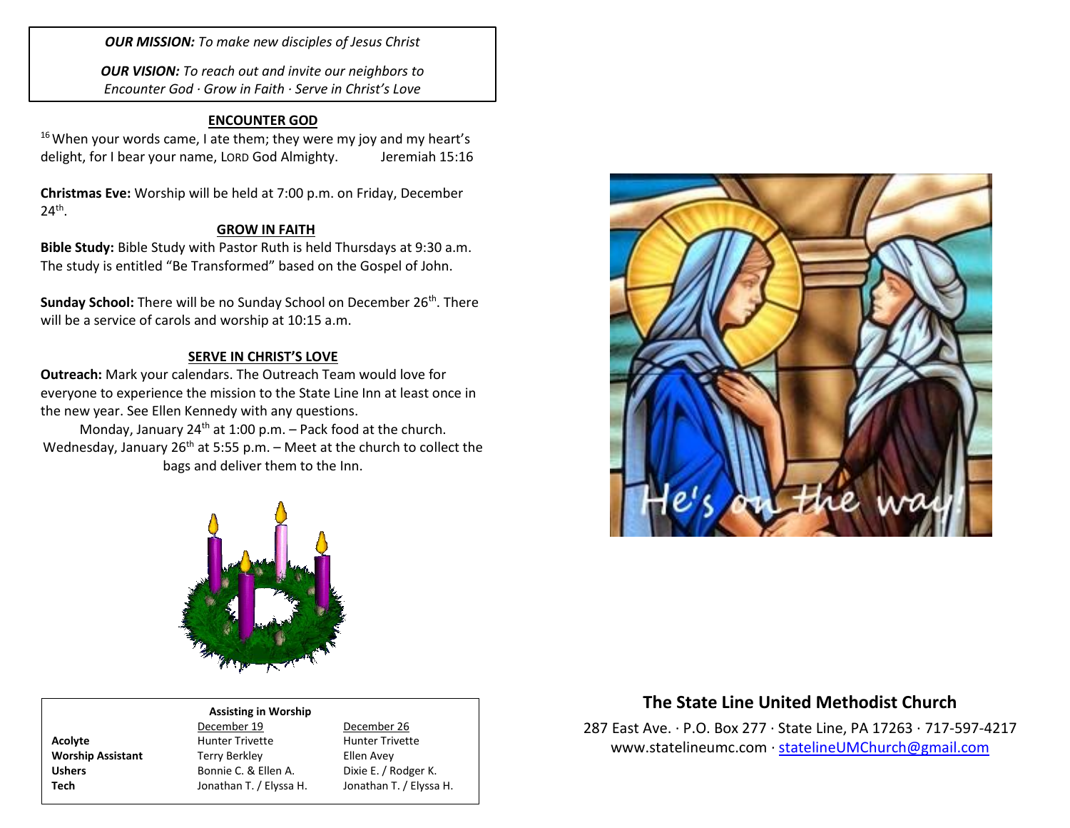*OUR MISSION: To make new disciples of Jesus Christ*

*OUR VISION: To reach out and invite our neighbors to Encounter God · Grow in Faith · Serve in Christ's Love*

## ENCOUNTER GOD

[16] When your words came, I ate them; they were my joy and my heart's delight, for I bear your name, LORD God Almighty. Jeremiah 15:16

**Christmas Eve:** Worship will be held at 7:00 p.m. on Friday, December 24th.

## GROW IN FAITH

**Bible Study:** Bible Study with Pastor Ruth is held Thursdays at 9:30 a.m. The study is entitled "Be Transformed" based on the Gospel of John.

**Sunday School:** There will be no Sunday School on December 26th. There will be a service of carols and worship at 10:15 a.m.

## SERVE IN CHRIST'S LOVE

**Outreach:** Mark your calendars. The Outreach Team would love for everyone to experience the mission to the State Line Inn at least once in the new year. See Ellen Kennedy with any questions.

Monday, January 24th at 1:00 p.m. – Pack food at the church.

Wednesday, January 26th at 5:55 p.m. – Meet at the church to collect the bags and deliver them to the Inn.

**Assisting in Worship**

| | December 19 | December 26 |
|---|---|---|
| **Acolyte** | Hunter Trivette | Hunter Trivette |
| **Worship Assistant** | Terry Berkley | Ellen Avey |
| **Ushers** | Bonnie C. & Ellen A. | Dixie E. / Rodger K. |
| **Tech** | Jonathan T. / Elyssa H. | Jonathan T. / Elyssa H. |

He's on the way!

## The State Line United Methodist Church

287 East Ave. · P.O. Box 277 · State Line, PA 17263 · 717-597-4217
www.statelineumc.com · statelineUMChurch@gmail.com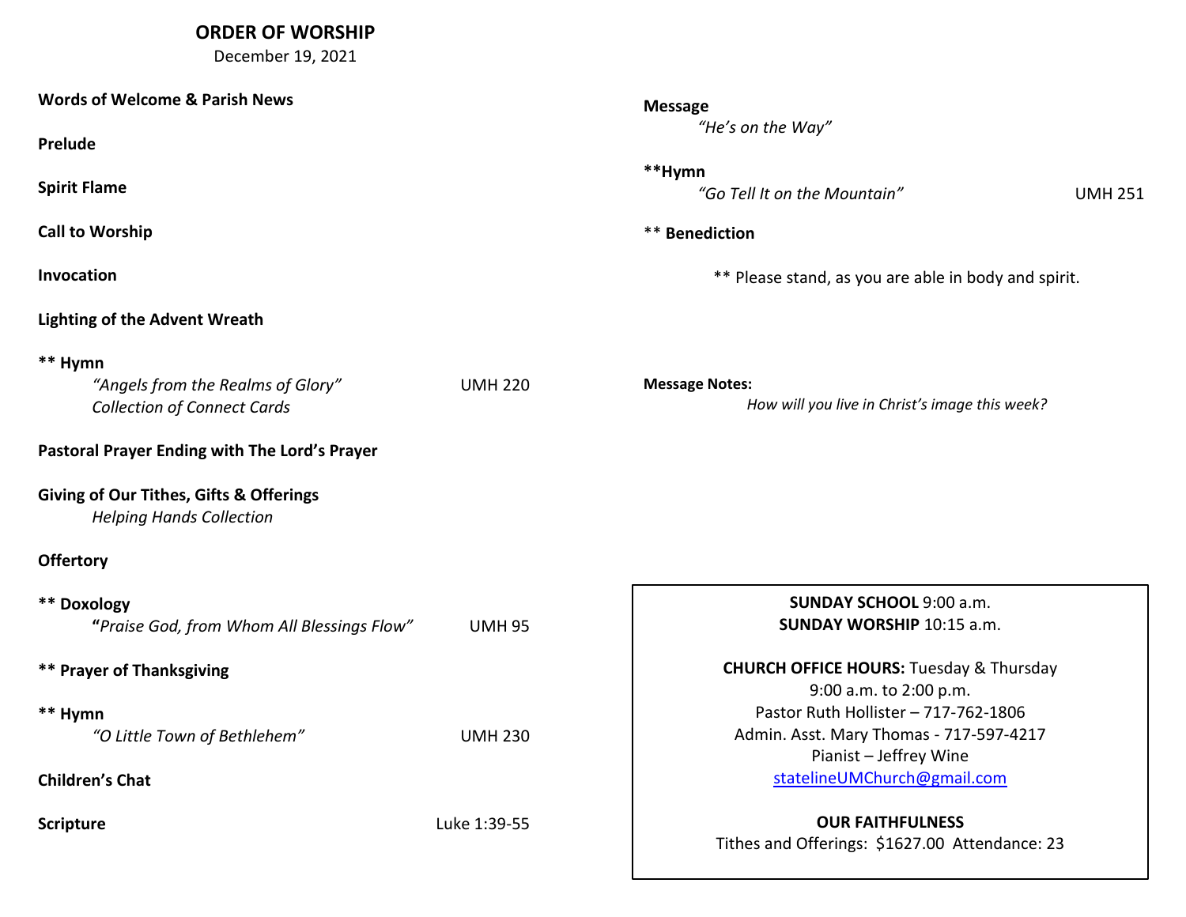## ORDER OF WORSHIP

December 19, 2021

**Words of Welcome & Parish News**

**Prelude**

**Spirit Flame**

**Call to Worship**

**Invocation**

**Lighting of the Advent Wreath**

**\*\* Hymn**
*"Angels from the Realms of Glory"* UMH 220
*Collection of Connect Cards*

**Pastoral Prayer Ending with The Lord's Prayer**

**Giving of Our Tithes, Gifts & Offerings**
*Helping Hands Collection*

**Offertory**

**\*\* Doxology**
**"***Praise God, from Whom All Blessings Flow"* UMH 95

**\*\* Prayer of Thanksgiving**

**\*\* Hymn**
*"O Little Town of Bethlehem"* UMH 230

**Children's Chat**

**Scripture** Luke 1:39-55

**Message**
*"He's on the Way"*

**\*\*Hymn**
*"Go Tell It on the Mountain"* UMH 251

\*\* **Benediction**

\*\* Please stand, as you are able in body and spirit.

**Message Notes:**
*How will you live in Christ's image this week?*

**SUNDAY SCHOOL** 9:00 a.m.
**SUNDAY WORSHIP** 10:15 a.m.

**CHURCH OFFICE HOURS:** Tuesday & Thursday
9:00 a.m. to 2:00 p.m.
Pastor Ruth Hollister – 717-762-1806
Admin. Asst. Mary Thomas - 717-597-4217
Pianist – Jeffrey Wine
statelineUMChurch@gmail.com

**OUR FAITHFULNESS**
Tithes and Offerings: $1627.00 Attendance: 23